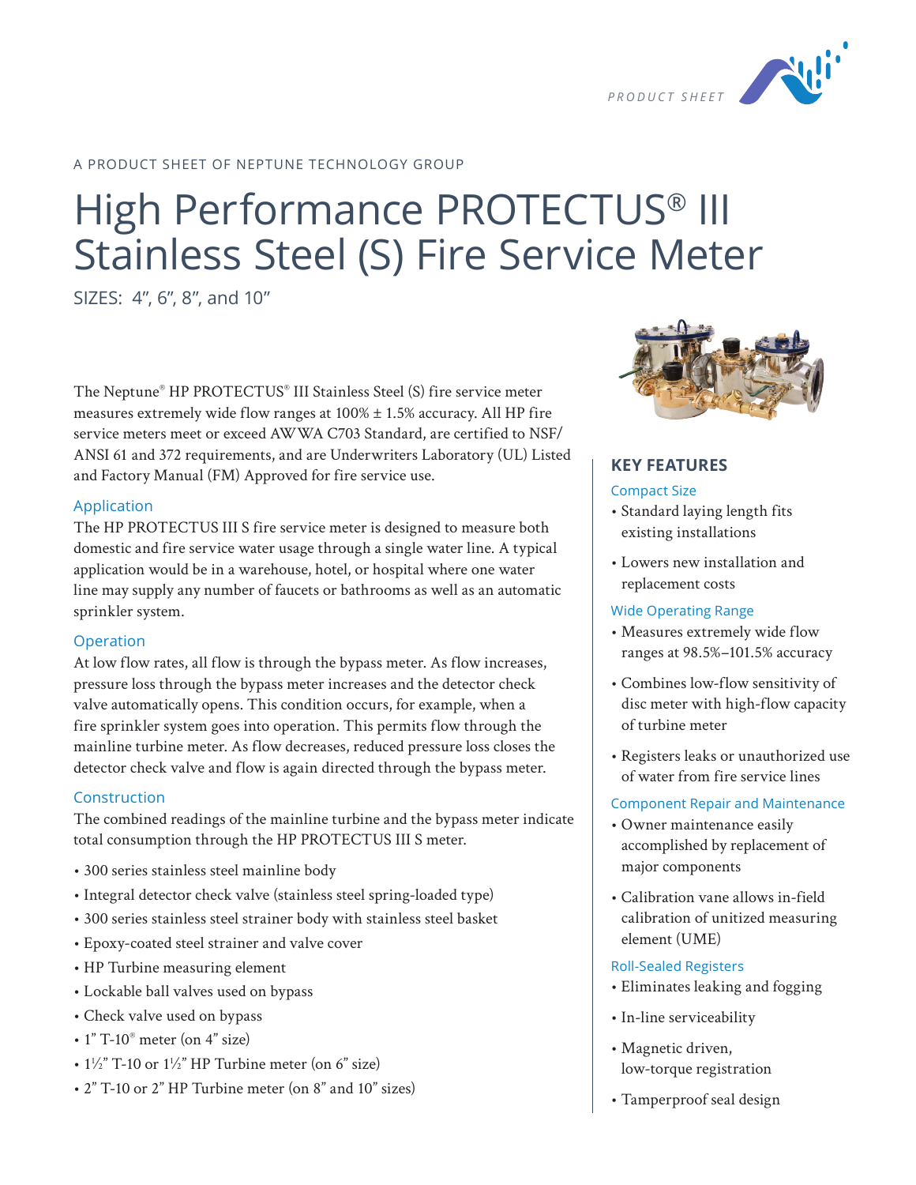PRODUCT SHEET

A PRODUCT SHEET OF NEPTUNE TECHNOLOGY GROUP

# High Performance PROTECTUS® III Stainless Steel (S) Fire Service Meter

SIZES: 4", 6", 8", and 10"

The Neptune® HP PROTECTUS® III Stainless Steel (S) fire service meter measures extremely wide flow ranges at 100% ± 1.5% accuracy. All HP fire service meters meet or exceed AWWA C703 Standard, are certified to NSF/ANSI 61 and 372 requirements, and are Underwriters Laboratory (UL) Listed and Factory Manual (FM) Approved for fire service use.

## Application

The HP PROTECTUS III S fire service meter is designed to measure both domestic and fire service water usage through a single water line. A typical application would be in a warehouse, hotel, or hospital where one water line may supply any number of faucets or bathrooms as well as an automatic sprinkler system.

## Operation

At low flow rates, all flow is through the bypass meter. As flow increases, pressure loss through the bypass meter increases and the detector check valve automatically opens. This condition occurs, for example, when a fire sprinkler system goes into operation. This permits flow through the mainline turbine meter. As flow decreases, reduced pressure loss closes the detector check valve and flow is again directed through the bypass meter.

## Construction

The combined readings of the mainline turbine and the bypass meter indicate total consumption through the HP PROTECTUS III S meter.

- 300 series stainless steel mainline body
- Integral detector check valve (stainless steel spring-loaded type)
- 300 series stainless steel strainer body with stainless steel basket
- Epoxy-coated steel strainer and valve cover
- HP Turbine measuring element
- Lockable ball valves used on bypass
- Check valve used on bypass
- 1" T-10® meter (on 4" size)
- 1½" T-10 or 1½" HP Turbine meter (on 6" size)
- 2" T-10 or 2" HP Turbine meter (on 8" and 10" sizes)

## KEY FEATURES

### Compact Size

- Standard laying length fits existing installations
- Lowers new installation and replacement costs

### Wide Operating Range

- Measures extremely wide flow ranges at 98.5%–101.5% accuracy
- Combines low-flow sensitivity of disc meter with high-flow capacity of turbine meter
- Registers leaks or unauthorized use of water from fire service lines

### Component Repair and Maintenance

- Owner maintenance easily accomplished by replacement of major components
- Calibration vane allows in-field calibration of unitized measuring element (UME)

### Roll-Sealed Registers

- Eliminates leaking and fogging
- In-line serviceability
- Magnetic driven, low-torque registration
- Tamperproof seal design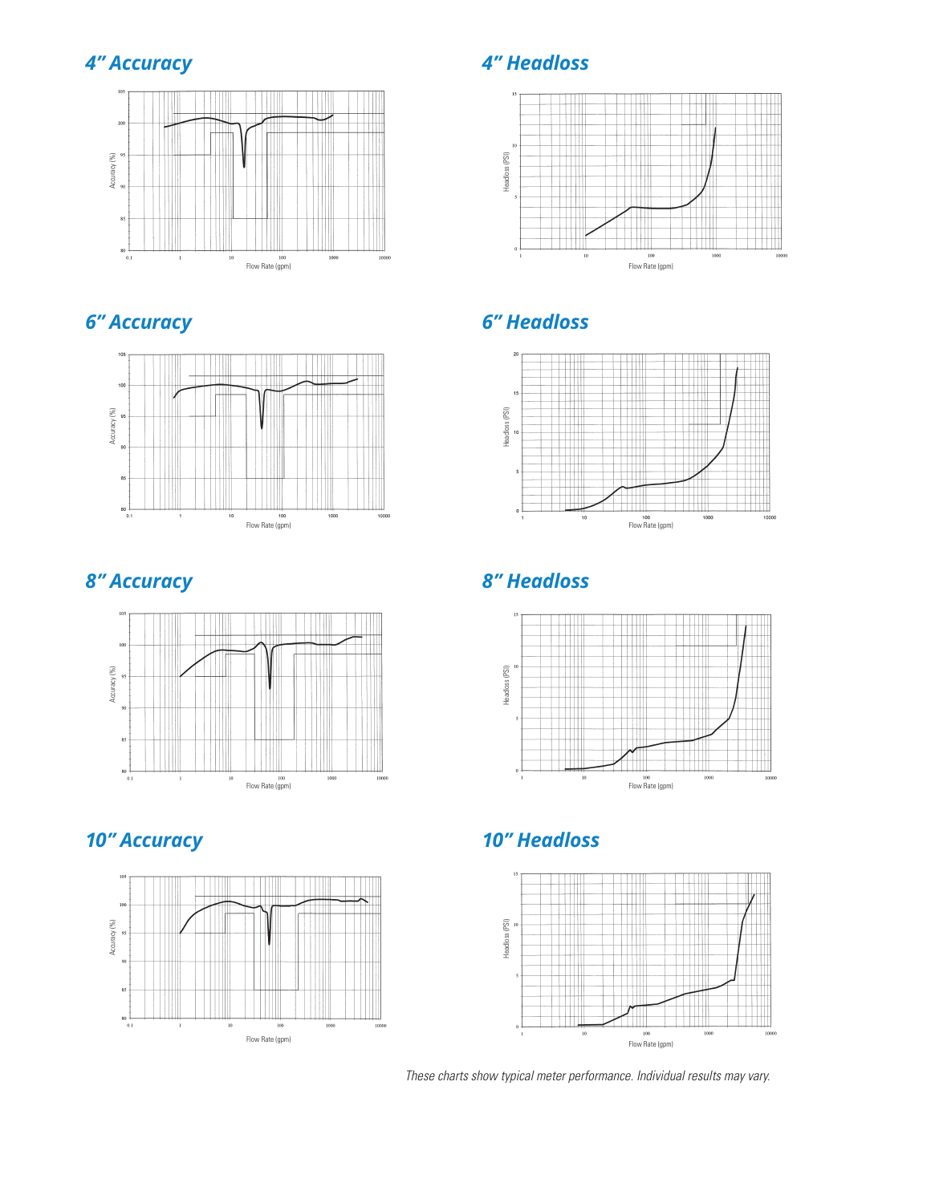## 4" Accuracy

## 4" Headloss

## 6" Accuracy

## 6" Headloss

## 8" Accuracy

## 8" Headloss

## 10" Accuracy

## 10" Headloss

*These charts show typical meter performance. Individual results may vary.*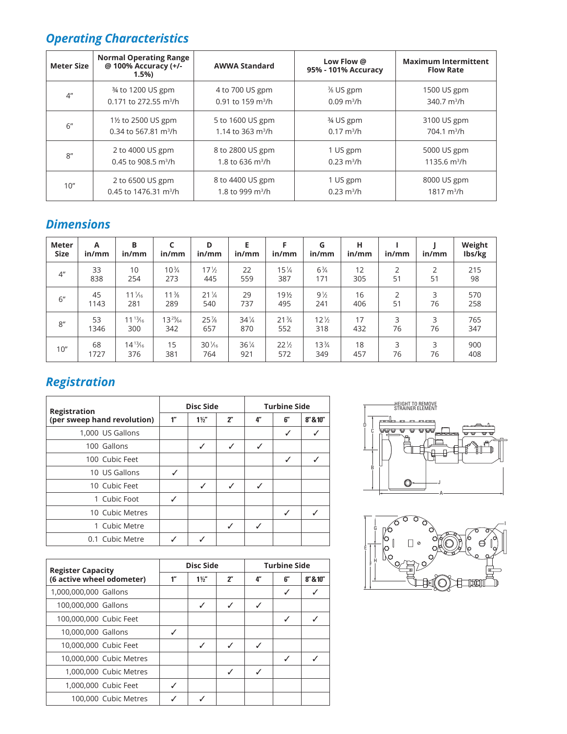## Operating Characteristics

| Meter Size | Normal Operating Range @ 100% Accuracy (+/- 1.5%) | AWWA Standard | Low Flow @ 95% - 101% Accuracy | Maximum Intermittent Flow Rate |
|---|---|---|---|---|
| 4″ | ¾ to 1200 US gpm<br>0.171 to 272.55 m³/h | 4 to 700 US gpm<br>0.91 to 159 m³/h | ⅜ US gpm<br>0.09 m³/h | 1500 US gpm<br>340.7 m³/h |
| 6″ | 1½ to 2500 US gpm<br>0.34 to 567.81 m³/h | 5 to 1600 US gpm<br>1.14 to 363 m³/h | ¾ US gpm<br>0.17 m³/h | 3100 US gpm<br>704.1 m³/h |
| 8″ | 2 to 4000 US gpm<br>0.45 to 908.5 m³/h | 8 to 2800 US gpm<br>1.8 to 636 m³/h | 1 US gpm<br>0.23 m³/h | 5000 US gpm<br>1135.6 m³/h |
| 10″ | 2 to 6500 US gpm<br>0.45 to 1476.31 m³/h | 8 to 4400 US gpm<br>1.8 to 999 m³/h | 1 US gpm<br>0.23 m³/h | 8000 US gpm<br>1817 m³/h |

## Dimensions

| Meter Size | A in/mm | B in/mm | C in/mm | D in/mm | E in/mm | F in/mm | G in/mm | H in/mm | I in/mm | J in/mm | Weight lbs/kg |
|---|---|---|---|---|---|---|---|---|---|---|---|
| 4″ | 33<br>838 | 10<br>254 | 10¾<br>273 | 17½<br>445 | 22<br>559 | 15¼<br>387 | 6¾<br>171 | 12<br>305 | 2<br>51 | 2<br>51 | 215<br>98 |
| 6″ | 45<br>1143 | 11 1/16<br>281 | 11⅜<br>289 | 21¼<br>540 | 29<br>737 | 19½<br>495 | 9½<br>241 | 16<br>406 | 2<br>51 | 3<br>76 | 570<br>258 |
| 8″ | 53<br>1346 | 11 13/16<br>300 | 13 29/64<br>342 | 25⅞<br>657 | 34¼<br>870 | 21¾<br>552 | 12½<br>318 | 17<br>432 | 3<br>76 | 3<br>76 | 765<br>347 |
| 10″ | 68<br>1727 | 14 13/16<br>376 | 15<br>381 | 30 1/16<br>764 | 36¼<br>921 | 22½<br>572 | 13¾<br>349 | 18<br>457 | 3<br>76 | 3<br>76 | 900<br>408 |

## Registration

| Registration (per sweep hand revolution) | Disc Side | | | Turbine Side | | |
|---|---|---|---|---|---|---|
| | 1″ | 1½″ | 2″ | 4″ | 6″ | 8″&10″ |
| 1,000 US Gallons | | | | | ✓ | ✓ |
| 100 Gallons | | ✓ | ✓ | ✓ | | |
| 100 Cubic Feet | | | | | ✓ | ✓ |
| 10 US Gallons | ✓ | | | | | |
| 10 Cubic Feet | | ✓ | ✓ | ✓ | | |
| 1 Cubic Foot | ✓ | | | | | |
| 10 Cubic Metres | | | | | ✓ | ✓ |
| 1 Cubic Metre | | | ✓ | ✓ | | |
| 0.1 Cubic Metre | ✓ | ✓ | | | | |

| Register Capacity (6 active wheel odometer) | Disc Side | | | Turbine Side | | |
|---|---|---|---|---|---|---|
| | 1″ | 1½″ | 2″ | 4″ | 6″ | 8″&10″ |
| 1,000,000,000 Gallons | | | | | ✓ | ✓ |
| 100,000,000 Gallons | | ✓ | ✓ | ✓ | | |
| 100,000,000 Cubic Feet | | | | | ✓ | ✓ |
| 10,000,000 Gallons | ✓ | | | | | |
| 10,000,000 Cubic Feet | | ✓ | ✓ | ✓ | | |
| 10,000,000 Cubic Metres | | | | | ✓ | ✓ |
| 1,000,000 Cubic Metres | | | ✓ | ✓ | | |
| 1,000,000 Cubic Feet | ✓ | | | | | |
| 100,000 Cubic Metres | ✓ | ✓ | | | | |

HEIGHT TO REMOVE STRAINER ELEMENT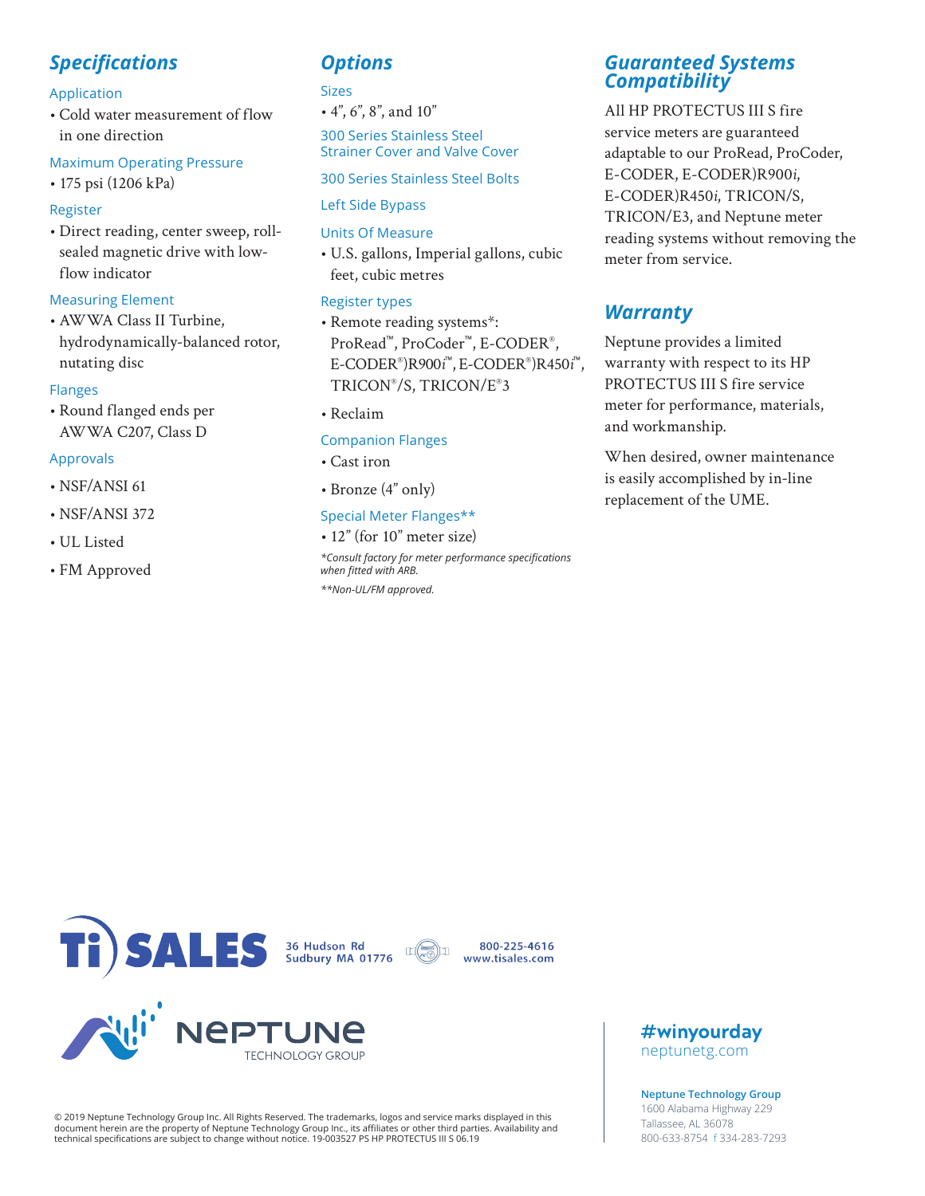## Specifications

### Application

- Cold water measurement of flow in one direction

### Maximum Operating Pressure

- 175 psi (1206 kPa)

### Register

- Direct reading, center sweep, roll-sealed magnetic drive with low-flow indicator

### Measuring Element

- AWWA Class II Turbine, hydrodynamically-balanced rotor, nutating disc

### Flanges

- Round flanged ends per AWWA C207, Class D

### Approvals

- NSF/ANSI 61
- NSF/ANSI 372
- UL Listed
- FM Approved

## Options

### Sizes

- 4", 6", 8", and 10"

### 300 Series Stainless Steel Strainer Cover and Valve Cover

### 300 Series Stainless Steel Bolts

### Left Side Bypass

### Units Of Measure

- U.S. gallons, Imperial gallons, cubic feet, cubic metres

### Register types

- Remote reading systems*: ProRead™, ProCoder™, E-CODER®, E-CODER®)R900*i*™, E-CODER®)R450*i*™, TRICON®/S, TRICON/E®3
- Reclaim

### Companion Flanges

- Cast iron
- Bronze (4" only)

### Special Meter Flanges**

- 12" (for 10" meter size)

*\*Consult factory for meter performance specifications when fitted with ARB.*

*\*\*Non-UL/FM approved.*

## Guaranteed Systems Compatibility

All HP PROTECTUS III S fire service meters are guaranteed adaptable to our ProRead, ProCoder, E-CODER, E-CODER)R900*i*, E-CODER)R450*i*, TRICON/S, TRICON/E3, and Neptune meter reading systems without removing the meter from service.

## Warranty

Neptune provides a limited warranty with respect to its HP PROTECTUS III S fire service meter for performance, materials, and workmanship.

When desired, owner maintenance is easily accomplished by in-line replacement of the UME.

Ti) SALES
36 Hudson Rd
Sudbury MA 01776
800-225-4616
www.tisales.com

NEPTUNE TECHNOLOGY GROUP

#winyourday
neptunetg.com

**Neptune Technology Group**
1600 Alabama Highway 229
Tallassee, AL 36078
800-633-8754 f 334-283-7293

© 2019 Neptune Technology Group Inc. All Rights Reserved. The trademarks, logos and service marks displayed in this document herein are the property of Neptune Technology Group Inc., its affiliates or other third parties. Availability and technical specifications are subject to change without notice. 19-003527 PS HP PROTECTUS III S 06.19